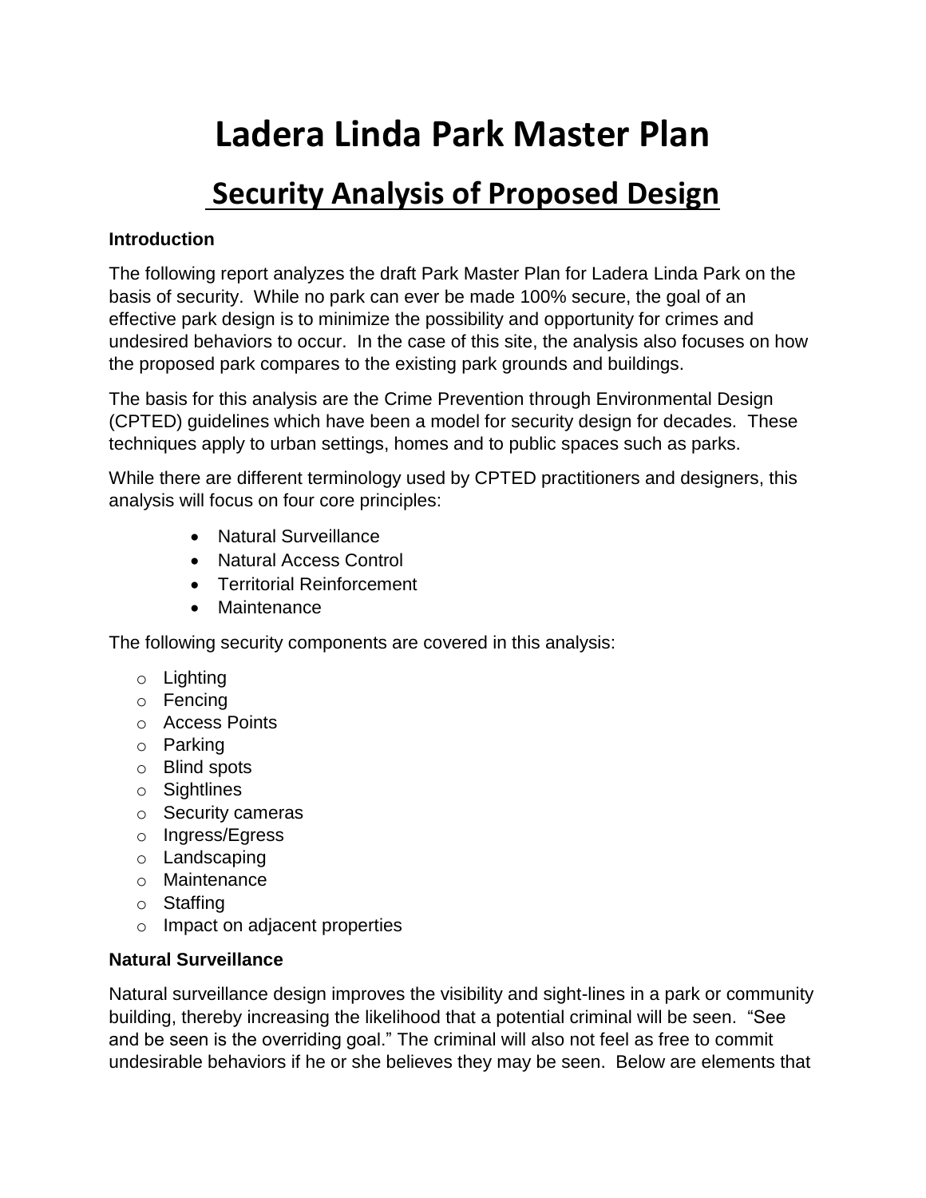# Ladera Linda Park Master Plan

## Security Analysis of Proposed Design

**Introduction**

The following report analyzes the draft Park Master Plan for Ladera Linda Park on the basis of security. While no park can ever be made 100% secure, the goal of an effective park design is to minimize the possibility and opportunity for crimes and undesired behaviors to occur. In the case of this site, the analysis also focuses on how the proposed park compares to the existing park grounds and buildings.

The basis for this analysis are the Crime Prevention through Environmental Design (CPTED) guidelines which have been a model for security design for decades. These techniques apply to urban settings, homes and to public spaces such as parks.

While there are different terminology used by CPTED practitioners and designers, this analysis will focus on four core principles:

- Natural Surveillance
- Natural Access Control
- Territorial Reinforcement
- Maintenance

The following security components are covered in this analysis:

- Lighting
- Fencing
- Access Points
- Parking
- Blind spots
- Sightlines
- Security cameras
- Ingress/Egress
- Landscaping
- Maintenance
- Staffing
- Impact on adjacent properties

**Natural Surveillance**

Natural surveillance design improves the visibility and sight-lines in a park or community building, thereby increasing the likelihood that a potential criminal will be seen. "See and be seen is the overriding goal." The criminal will also not feel as free to commit undesirable behaviors if he or she believes they may be seen. Below are elements that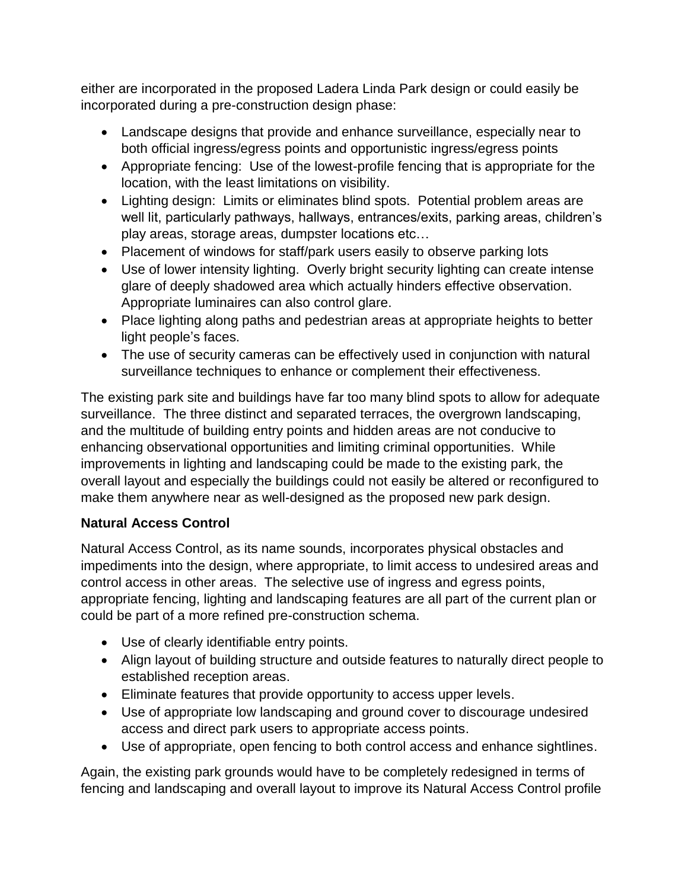either are incorporated in the proposed Ladera Linda Park design or could easily be incorporated during a pre-construction design phase:

- Landscape designs that provide and enhance surveillance, especially near to both official ingress/egress points and opportunistic ingress/egress points
- Appropriate fencing: Use of the lowest-profile fencing that is appropriate for the location, with the least limitations on visibility.
- Lighting design: Limits or eliminates blind spots. Potential problem areas are well lit, particularly pathways, hallways, entrances/exits, parking areas, children's play areas, storage areas, dumpster locations etc…
- Placement of windows for staff/park users easily to observe parking lots
- Use of lower intensity lighting. Overly bright security lighting can create intense glare of deeply shadowed area which actually hinders effective observation. Appropriate luminaires can also control glare.
- Place lighting along paths and pedestrian areas at appropriate heights to better light people's faces.
- The use of security cameras can be effectively used in conjunction with natural surveillance techniques to enhance or complement their effectiveness.

The existing park site and buildings have far too many blind spots to allow for adequate surveillance. The three distinct and separated terraces, the overgrown landscaping, and the multitude of building entry points and hidden areas are not conducive to enhancing observational opportunities and limiting criminal opportunities. While improvements in lighting and landscaping could be made to the existing park, the overall layout and especially the buildings could not easily be altered or reconfigured to make them anywhere near as well-designed as the proposed new park design.

**Natural Access Control**

Natural Access Control, as its name sounds, incorporates physical obstacles and impediments into the design, where appropriate, to limit access to undesired areas and control access in other areas. The selective use of ingress and egress points, appropriate fencing, lighting and landscaping features are all part of the current plan or could be part of a more refined pre-construction schema.

- Use of clearly identifiable entry points.
- Align layout of building structure and outside features to naturally direct people to established reception areas.
- Eliminate features that provide opportunity to access upper levels.
- Use of appropriate low landscaping and ground cover to discourage undesired access and direct park users to appropriate access points.
- Use of appropriate, open fencing to both control access and enhance sightlines.

Again, the existing park grounds would have to be completely redesigned in terms of fencing and landscaping and overall layout to improve its Natural Access Control profile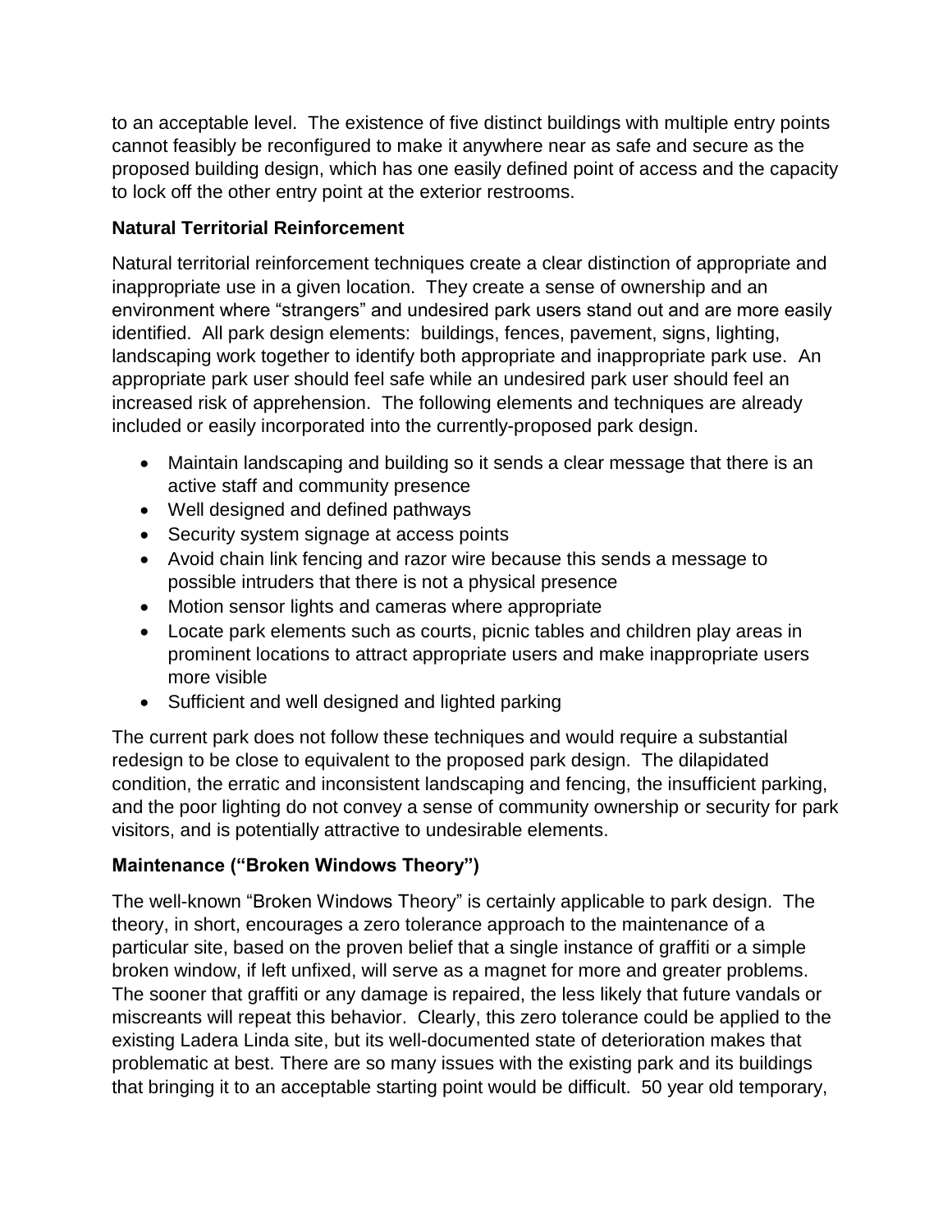to an acceptable level. The existence of five distinct buildings with multiple entry points cannot feasibly be reconfigured to make it anywhere near as safe and secure as the proposed building design, which has one easily defined point of access and the capacity to lock off the other entry point at the exterior restrooms.

### Natural Territorial Reinforcement

Natural territorial reinforcement techniques create a clear distinction of appropriate and inappropriate use in a given location. They create a sense of ownership and an environment where "strangers" and undesired park users stand out and are more easily identified. All park design elements: buildings, fences, pavement, signs, lighting, landscaping work together to identify both appropriate and inappropriate park use. An appropriate park user should feel safe while an undesired park user should feel an increased risk of apprehension. The following elements and techniques are already included or easily incorporated into the currently-proposed park design.

- Maintain landscaping and building so it sends a clear message that there is an active staff and community presence
- Well designed and defined pathways
- Security system signage at access points
- Avoid chain link fencing and razor wire because this sends a message to possible intruders that there is not a physical presence
- Motion sensor lights and cameras where appropriate
- Locate park elements such as courts, picnic tables and children play areas in prominent locations to attract appropriate users and make inappropriate users more visible
- Sufficient and well designed and lighted parking

The current park does not follow these techniques and would require a substantial redesign to be close to equivalent to the proposed park design. The dilapidated condition, the erratic and inconsistent landscaping and fencing, the insufficient parking, and the poor lighting do not convey a sense of community ownership or security for park visitors, and is potentially attractive to undesirable elements.

### Maintenance ("Broken Windows Theory")

The well-known "Broken Windows Theory" is certainly applicable to park design. The theory, in short, encourages a zero tolerance approach to the maintenance of a particular site, based on the proven belief that a single instance of graffiti or a simple broken window, if left unfixed, will serve as a magnet for more and greater problems. The sooner that graffiti or any damage is repaired, the less likely that future vandals or miscreants will repeat this behavior. Clearly, this zero tolerance could be applied to the existing Ladera Linda site, but its well-documented state of deterioration makes that problematic at best. There are so many issues with the existing park and its buildings that bringing it to an acceptable starting point would be difficult. 50 year old temporary,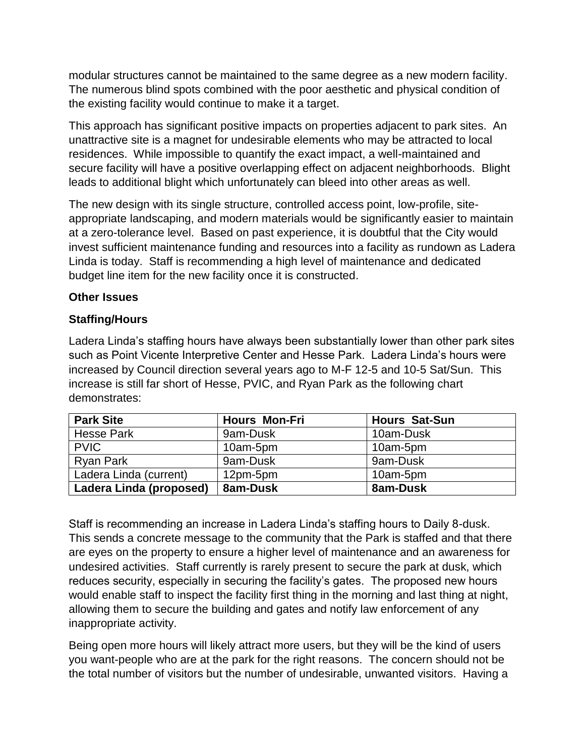modular structures cannot be maintained to the same degree as a new modern facility. The numerous blind spots combined with the poor aesthetic and physical condition of the existing facility would continue to make it a target.

This approach has significant positive impacts on properties adjacent to park sites. An unattractive site is a magnet for undesirable elements who may be attracted to local residences. While impossible to quantify the exact impact, a well-maintained and secure facility will have a positive overlapping effect on adjacent neighborhoods. Blight leads to additional blight which unfortunately can bleed into other areas as well.

The new design with its single structure, controlled access point, low-profile, site-appropriate landscaping, and modern materials would be significantly easier to maintain at a zero-tolerance level. Based on past experience, it is doubtful that the City would invest sufficient maintenance funding and resources into a facility as rundown as Ladera Linda is today. Staff is recommending a high level of maintenance and dedicated budget line item for the new facility once it is constructed.

**Other Issues**

**Staffing/Hours**

Ladera Linda's staffing hours have always been substantially lower than other park sites such as Point Vicente Interpretive Center and Hesse Park. Ladera Linda's hours were increased by Council direction several years ago to M-F 12-5 and 10-5 Sat/Sun. This increase is still far short of Hesse, PVIC, and Ryan Park as the following chart demonstrates:

| Park Site | Hours Mon-Fri | Hours Sat-Sun |
|---|---|---|
| Hesse Park | 9am-Dusk | 10am-Dusk |
| PVIC | 10am-5pm | 10am-5pm |
| Ryan Park | 9am-Dusk | 9am-Dusk |
| Ladera Linda (current) | 12pm-5pm | 10am-5pm |
| **Ladera Linda (proposed)** | **8am-Dusk** | **8am-Dusk** |

Staff is recommending an increase in Ladera Linda's staffing hours to Daily 8-dusk. This sends a concrete message to the community that the Park is staffed and that there are eyes on the property to ensure a higher level of maintenance and an awareness for undesired activities. Staff currently is rarely present to secure the park at dusk, which reduces security, especially in securing the facility's gates. The proposed new hours would enable staff to inspect the facility first thing in the morning and last thing at night, allowing them to secure the building and gates and notify law enforcement of any inappropriate activity.

Being open more hours will likely attract more users, but they will be the kind of users you want-people who are at the park for the right reasons. The concern should not be the total number of visitors but the number of undesirable, unwanted visitors. Having a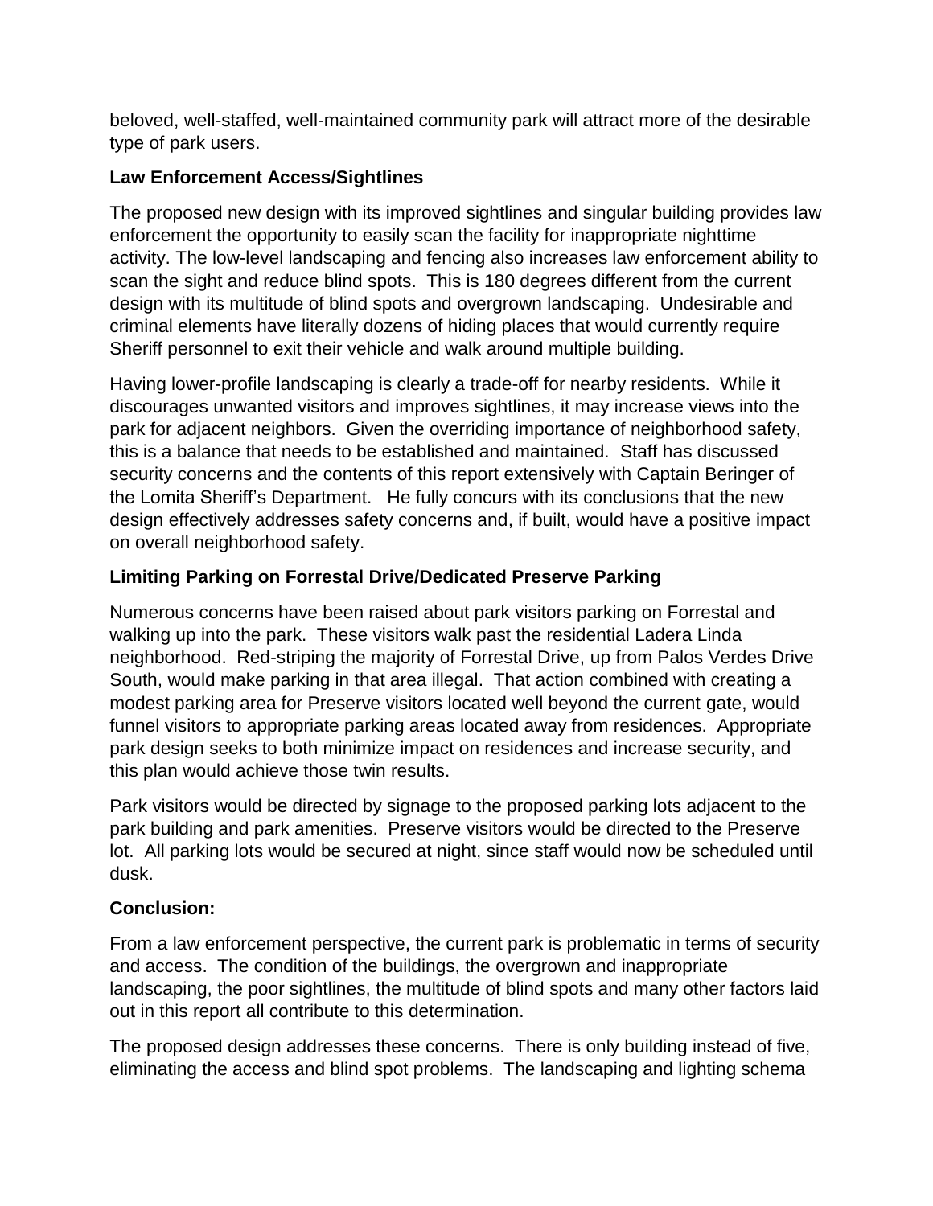beloved, well-staffed, well-maintained community park will attract more of the desirable type of park users.

**Law Enforcement Access/Sightlines**

The proposed new design with its improved sightlines and singular building provides law enforcement the opportunity to easily scan the facility for inappropriate nighttime activity. The low-level landscaping and fencing also increases law enforcement ability to scan the sight and reduce blind spots. This is 180 degrees different from the current design with its multitude of blind spots and overgrown landscaping. Undesirable and criminal elements have literally dozens of hiding places that would currently require Sheriff personnel to exit their vehicle and walk around multiple building.

Having lower-profile landscaping is clearly a trade-off for nearby residents. While it discourages unwanted visitors and improves sightlines, it may increase views into the park for adjacent neighbors. Given the overriding importance of neighborhood safety, this is a balance that needs to be established and maintained. Staff has discussed security concerns and the contents of this report extensively with Captain Beringer of the Lomita Sheriff's Department. He fully concurs with its conclusions that the new design effectively addresses safety concerns and, if built, would have a positive impact on overall neighborhood safety.

**Limiting Parking on Forrestal Drive/Dedicated Preserve Parking**

Numerous concerns have been raised about park visitors parking on Forrestal and walking up into the park. These visitors walk past the residential Ladera Linda neighborhood. Red-striping the majority of Forrestal Drive, up from Palos Verdes Drive South, would make parking in that area illegal. That action combined with creating a modest parking area for Preserve visitors located well beyond the current gate, would funnel visitors to appropriate parking areas located away from residences. Appropriate park design seeks to both minimize impact on residences and increase security, and this plan would achieve those twin results.

Park visitors would be directed by signage to the proposed parking lots adjacent to the park building and park amenities. Preserve visitors would be directed to the Preserve lot. All parking lots would be secured at night, since staff would now be scheduled until dusk.

**Conclusion:**

From a law enforcement perspective, the current park is problematic in terms of security and access. The condition of the buildings, the overgrown and inappropriate landscaping, the poor sightlines, the multitude of blind spots and many other factors laid out in this report all contribute to this determination.

The proposed design addresses these concerns. There is only building instead of five, eliminating the access and blind spot problems. The landscaping and lighting schema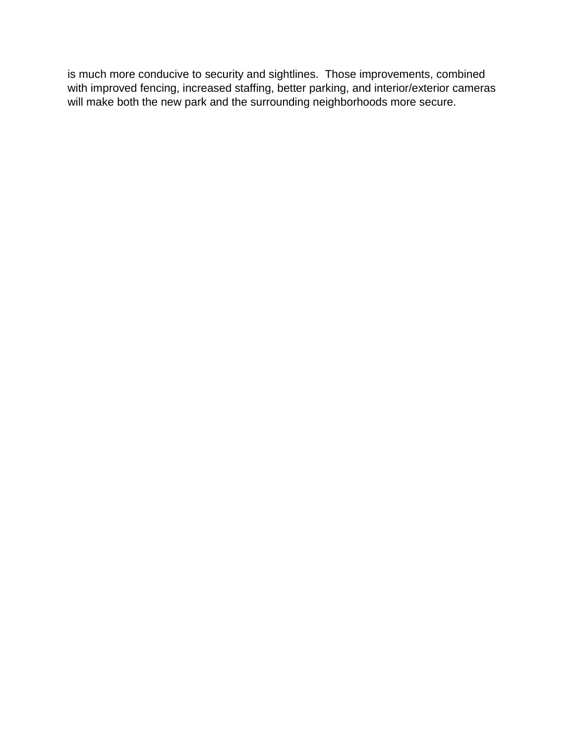is much more conducive to security and sightlines. Those improvements, combined with improved fencing, increased staffing, better parking, and interior/exterior cameras will make both the new park and the surrounding neighborhoods more secure.